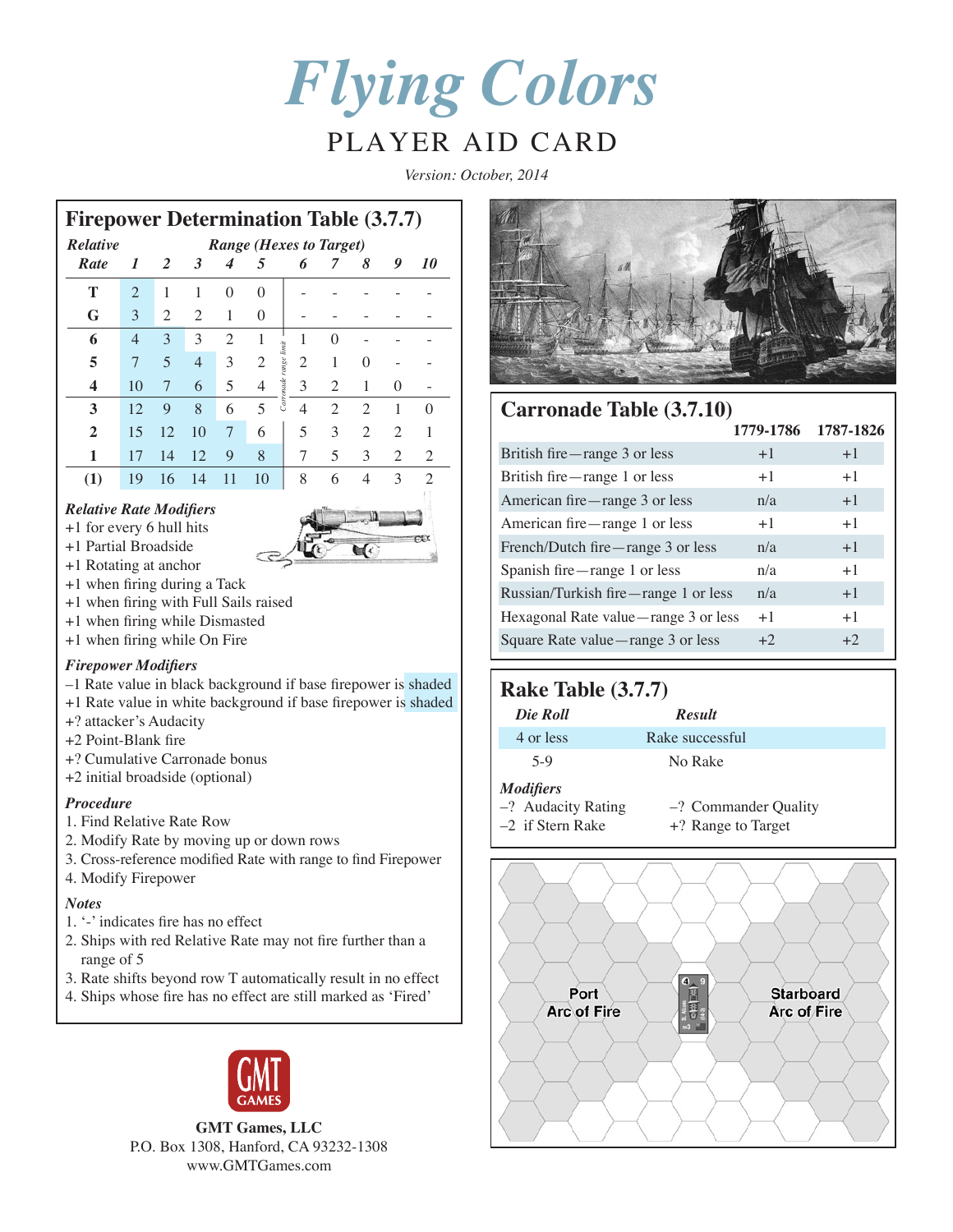# Flying Colors

## PLAYER AID CARD

*Version: October, 2014*

## Firepower Determination Table (3.7.7)

| *Relative Rate* | *1* | *2* | *3* | *4* | *5* | *6* | *7* | *8* | *9* | *10* |
|---|---|---|---|---|---|---|---|---|---|---|
| **T** | 2 | 1 | 1 | 0 | 0 | - | - | - | - | - |
| **G** | 3 | 2 | 2 | 1 | 0 | - | - | - | - | - |
| **6** | 4 | 3 | 3 | 2 | 1 | 1 | 0 | - | - | - |
| **5** | 7 | 5 | 4 | 3 | 2 | 2 | 1 | 0 | - | - |
| **4** | 10 | 7 | 6 | 5 | 4 | 3 | 2 | 1 | 0 | - |
| **3** | 12 | 9 | 8 | 6 | 5 | 4 | 2 | 2 | 1 | 0 |
| **2** | 15 | 12 | 10 | 7 | 6 | 5 | 3 | 2 | 2 | 1 |
| **1** | 17 | 14 | 12 | 9 | 8 | 7 | 5 | 3 | 2 | 2 |
| **(1)** | 19 | 16 | 14 | 11 | 10 | 8 | 6 | 4 | 3 | 2 |

Range (Hexes to Target). *Carronade range limit* (between ranges 5 and 6)

### *Relative Rate Modifiers*
+1 for every 6 hull hits
+1 Partial Broadside
+1 Rotating at anchor
+1 when firing during a Tack
+1 when firing with Full Sails raised
+1 when firing while Dismasted
+1 when firing while On Fire

### *Firepower Modifiers*
–1 Rate value in black background if base firepower is shaded
+1 Rate value in white background if base firepower is shaded
+? attacker's Audacity
+2 Point-Blank fire
+? Cumulative Carronade bonus
+2 initial broadside (optional)

### *Procedure*
1. Find Relative Rate Row
2. Modify Rate by moving up or down rows
3. Cross-reference modified Rate with range to find Firepower
4. Modify Firepower

### *Notes*
1. '-' indicates fire has no effect
2. Ships with red Relative Rate may not fire further than a range of 5
3. Rate shifts beyond row T automatically result in no effect
4. Ships whose fire has no effect are still marked as 'Fired'

## Carronade Table (3.7.10)

| | 1779-1786 | 1787-1826 |
|---|---|---|
| British fire—range 3 or less | +1 | +1 |
| British fire—range 1 or less | +1 | +1 |
| American fire—range 3 or less | n/a | +1 |
| American fire—range 1 or less | +1 | +1 |
| French/Dutch fire—range 3 or less | n/a | +1 |
| Spanish fire—range 1 or less | n/a | +1 |
| Russian/Turkish fire—range 1 or less | n/a | +1 |
| Hexagonal Rate value—range 3 or less | +1 | +1 |
| Square Rate value—range 3 or less | +2 | +2 |

## Rake Table (3.7.7)

| *Die Roll* | *Result* |
|---|---|
| 4 or less | Rake successful |
| 5-9 | No Rake |

*Modifiers*
–? Audacity Rating
–2 if Stern Rake
–? Commander Quality
+? Range to Target

Port Arc of Fire — Starboard Arc of Fire

**GMT Games, LLC**
P.O. Box 1308, Hanford, CA 93232-1308
www.GMTGames.com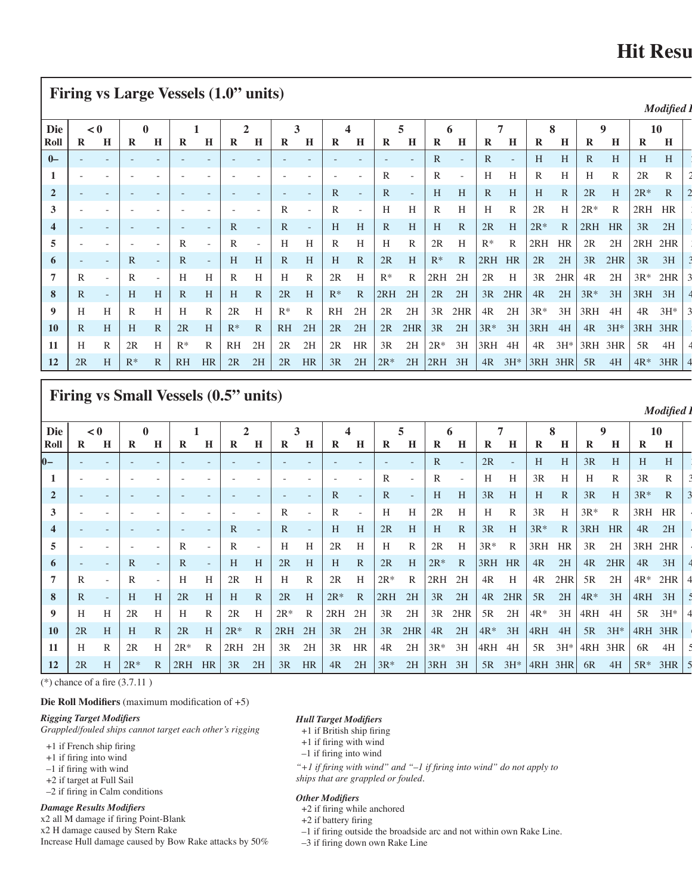# Hit Resu

## Firing vs Large Vessels (1.0" units)

*Modified I*

| Die Roll | < 0 | | 0 | | 1 | | 2 | | 3 | | 4 | | 5 | | 6 | | 7 | | 8 | | 9 | | 10 | |
|---|---|---|---|---|---|---|---|---|---|---|---|---|---|---|---|---|---|---|---|---|---|---|---|---|
| | R | H | R | H | R | H | R | H | R | H | R | H | R | H | R | H | R | H | R | H | R | H | R | H |
| 0– | - | - | - | - | - | - | - | - | - | - | - | - | - | - | R | - | R | - | H | H | R | H | H | H |
| 1 | - | - | - | - | - | - | - | - | - | - | - | - | R | - | R | - | H | H | R | H | H | R | 2R | R |
| 2 | - | - | - | - | - | - | - | - | - | - | R | - | R | - | H | H | R | H | H | R | 2R | H | 2R* | R |
| 3 | - | - | - | - | - | - | - | - | R | - | R | - | H | H | R | H | H | R | 2R | H | 2R* | R | 2RH | HR |
| 4 | - | - | - | - | - | - | R | - | R | - | H | H | R | H | H | R | 2R | H | 2R* | R | 2RH | HR | 3R | 2H |
| 5 | - | - | - | - | R | - | R | - | H | H | R | H | H | R | 2R | H | R* | R | 2RH | HR | 2R | 2H | 2RH | 2HR |
| 6 | - | - | R | - | R | - | H | H | R | H | H | R | 2R | H | R* | R | 2RH | HR | 2R | 2H | 3R | 2HR | 3R | 3H |
| 7 | R | - | R | - | H | H | R | H | H | R | 2R | H | R* | R | 2RH | 2H | 2R | H | 3R | 2HR | 4R | 2H | 3R* | 2HR |
| 8 | R | - | H | H | R | H | H | R | 2R | H | R* | R | 2RH | 2H | 2R | 2H | 3R | 2HR | 4R | 2H | 3R* | 3H | 3RH | 3H |
| 9 | H | H | R | H | H | R | 2R | H | R* | R | RH | 2H | 2R | 2H | 3R | 2HR | 4R | 2H | 3R* | 3H | 3RH | 4H | 4R | 3H* |
| 10 | R | H | H | R | 2R | H | R* | R | RH | 2H | 2R | 2H | 2R | 2HR | 3R | 2H | 3R* | 3H | 3RH | 4H | 4R | 3H* | 3RH | 3HR |
| 11 | H | R | 2R | H | R* | R | RH | 2H | 2R | 2H | 2R | HR | 3R | 2H | 2R* | 3H | 3RH | 4H | 4R | 3H* | 3RH | 3HR | 5R | 4H |
| 12 | 2R | H | R* | R | RH | HR | 2R | 2H | 2R | HR | 3R | 2H | 2R* | 2H | 2RH | 3H | 4R | 3H* | 3RH | 3HR | 5R | 4H | 4R* | 3HR |

## Firing vs Small Vessels (0.5" units)

*Modified I*

| Die Roll | < 0 | | 0 | | 1 | | 2 | | 3 | | 4 | | 5 | | 6 | | 7 | | 8 | | 9 | | 10 | |
|---|---|---|---|---|---|---|---|---|---|---|---|---|---|---|---|---|---|---|---|---|---|---|---|---|
| | R | H | R | H | R | H | R | H | R | H | R | H | R | H | R | H | R | H | R | H | R | H | R | H |
| 0– | - | - | - | - | - | - | - | - | - | - | - | - | - | - | R | - | 2R | - | H | H | 3R | H | H | H |
| 1 | - | - | - | - | - | - | - | - | - | - | - | - | R | - | R | - | H | H | 3R | H | H | R | 3R | R |
| 2 | - | - | - | - | - | - | - | - | - | - | R | - | R | - | H | H | 3R | H | H | R | 3R | H | 3R* | R |
| 3 | - | - | - | - | - | - | - | - | R | - | R | - | H | H | 2R | H | H | R | 3R | H | 3R* | R | 3RH | HR |
| 4 | - | - | - | - | - | - | R | - | R | - | H | H | 2R | H | H | R | 3R | H | 3R* | R | 3RH | HR | 4R | 2H |
| 5 | - | - | - | - | R | - | R | - | H | H | 2R | H | H | R | 2R | H | 3R* | R | 3RH | HR | 3R | 2H | 3RH | 2HR |
| 6 | - | - | R | - | R | - | H | H | 2R | H | H | R | 2R | H | 2R* | R | 3RH | HR | 4R | 2H | 4R | 2HR | 4R | 3H |
| 7 | R | - | R | - | H | H | 2R | H | H | R | 2R | H | 2R* | R | 2RH | 2H | 4R | H | 4R | 2HR | 5R | 2H | 4R* | 2HR |
| 8 | R | - | H | H | 2R | H | H | R | 2R | H | 2R* | R | 2RH | 2H | 3R | 2H | 4R | 2HR | 5R | 2H | 4R* | 3H | 4RH | 3H |
| 9 | H | H | 2R | H | H | R | 2R | H | 2R* | R | 2RH | 2H | 3R | 2H | 3R | 2HR | 5R | 2H | 4R* | 3H | 4RH | 4H | 5R | 3H* |
| 10 | 2R | H | H | R | 2R | H | 2R* | R | 2RH | 2H | 3R | 2H | 3R | 2HR | 4R | 2H | 4R* | 3H | 4RH | 4H | 5R | 3H* | 4RH | 3HR |
| 11 | H | R | 2R | H | 2R* | R | 2RH | 2H | 3R | 2H | 3R | HR | 4R | 2H | 3R* | 3H | 4RH | 4H | 5R | 3H* | 4RH | 3HR | 6R | 4H |
| 12 | 2R | H | 2R* | R | 2RH | HR | 3R | 2H | 3R | HR | 4R | 2H | 3R* | 2H | 3RH | 3H | 5R | 3H* | 4RH | 3HR | 6R | 4H | 5R* | 3HR |

(*) chance of a fire (3.7.11 )

**Die Roll Modifiers** (maximum modification of +5)

***Rigging Target Modifiers***

*Grappled/fouled ships cannot target each other's rigging*

- +1 if French ship firing
- +1 if firing into wind
- –1 if firing with wind
- +2 if target at Full Sail
- –2 if firing in Calm conditions

***Damage Results Modifiers***

x2 all M damage if firing Point-Blank
x2 H damage caused by Stern Rake
Increase Hull damage caused by Bow Rake attacks by 50%

***Hull Target Modifiers***

- +1 if British ship firing
- +1 if firing with wind
- –1 if firing into wind

*"+1 if firing with wind" and "–1 if firing into wind" do not apply to ships that are grappled or fouled.*

***Other Modifiers***

- +2 if firing while anchored
- +2 if battery firing
- –1 if firing outside the broadside arc and not within own Rake Line.
- –3 if firing down own Rake Line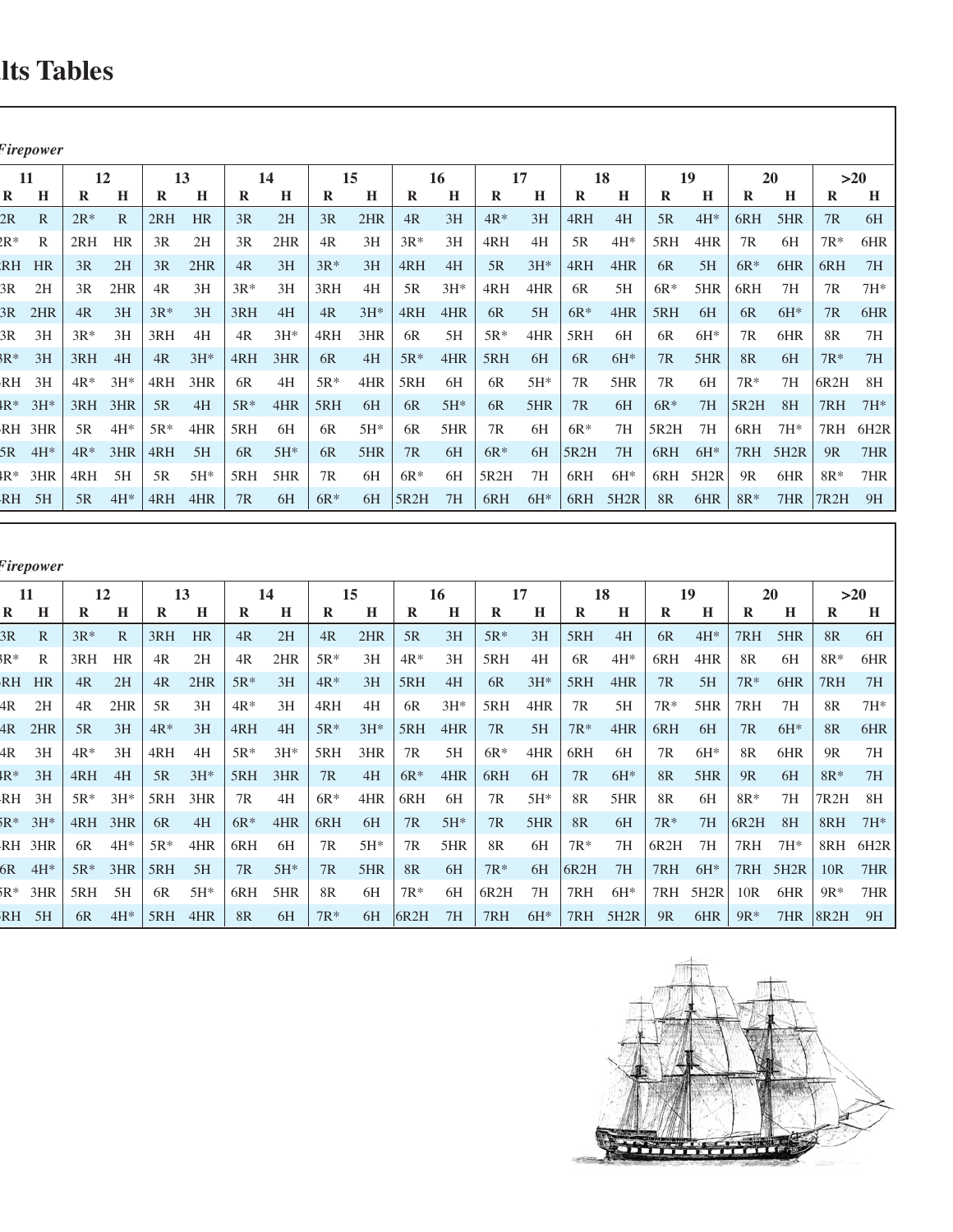# lts Tables

*Firepower*

| 11 | | 12 | | 13 | | 14 | | 15 | | 16 | | 17 | | 18 | | 19 | | 20 | | >20 | |
|---|---|---|---|---|---|---|---|---|---|---|---|---|---|---|---|---|---|---|---|---|---|
| R | H | R | H | R | H | R | H | R | H | R | H | R | H | R | H | R | H | R | H | R | H |
| 2R | R | 2R* | R | 2RH | HR | 3R | 2H | 3R | 2HR | 4R | 3H | 4R* | 3H | 4RH | 4H | 5R | 4H* | 6RH | 5HR | 7R | 6H |
| 2R* | R | 2RH | HR | 3R | 2H | 3R | 2HR | 4R | 3H | 3R* | 3H | 4RH | 4H | 5R | 4H* | 5RH | 4HR | 7R | 6H | 7R* | 6HR |
| RH | HR | 3R | 2H | 3R | 2HR | 4R | 3H | 3R* | 3H | 4RH | 4H | 5R | 3H* | 4RH | 4HR | 6R | 5H | 6R* | 6HR | 6RH | 7H |
| 3R | 2H | 3R | 2HR | 4R | 3H | 3R* | 3H | 3RH | 4H | 5R | 3H* | 4RH | 4HR | 6R | 5H | 6R* | 5HR | 6RH | 7H | 7R | 7H* |
| 3R | 2HR | 4R | 3H | 3R* | 3H | 3RH | 4H | 4R | 3H* | 4RH | 4HR | 6R | 5H | 6R* | 4HR | 5RH | 6H | 6R | 6H* | 7R | 6HR |
| 3R | 3H | 3R* | 3H | 3RH | 4H | 4R | 3H* | 4RH | 3HR | 6R | 5H | 5R* | 4HR | 5RH | 6H | 6R | 6H* | 7R | 6HR | 8R | 7H |
| R* | 3H | 3RH | 4H | 4R | 3H* | 4RH | 3HR | 6R | 4H | 5R* | 4HR | 5RH | 6H | 6R | 6H* | 7R | 5HR | 8R | 6H | 7R* | 7H |
| RH | 3H | 4R* | 3H* | 4RH | 3HR | 6R | 4H | 5R* | 4HR | 5RH | 6H | 6R | 5H* | 7R | 5HR | 7R | 6H | 7R* | 7H | 6R2H | 8H |
| R* | 3H* | 3RH | 3HR | 5R | 4H | 5R* | 4HR | 5RH | 6H | 6R | 5H* | 6R | 5HR | 7R | 6H | 6R* | 7H | 5R2H | 8H | 7RH | 7H* |
| RH | 3HR | 5R | 4H* | 5R* | 4HR | 5RH | 6H | 6R | 5H* | 6R | 5HR | 7R | 6H | 6R* | 7H | 5R2H | 7H | 6RH | 7H* | 7RH | 6H2R |
| 5R | 4H* | 4R* | 3HR | 4RH | 5H | 6R | 5H* | 6R | 5HR | 7R | 6H | 6R* | 6H | 5R2H | 7H | 6RH | 6H* | 7RH | 5H2R | 9R | 7HR |
| R* | 3HR | 4RH | 5H | 5R | 5H* | 5RH | 5HR | 7R | 6H | 6R* | 6H | 5R2H | 7H | 6RH | 6H* | 6RH | 5H2R | 9R | 6HR | 8R* | 7HR |
| RH | 5H | 5R | 4H* | 4RH | 4HR | 7R | 6H | 6R* | 6H | 5R2H | 7H | 6RH | 6H* | 6RH | 5H2R | 8R | 6HR | 8R* | 7HR | 7R2H | 9H |

*Firepower*

| 11 | | 12 | | 13 | | 14 | | 15 | | 16 | | 17 | | 18 | | 19 | | 20 | | >20 | |
|---|---|---|---|---|---|---|---|---|---|---|---|---|---|---|---|---|---|---|---|---|---|
| R | H | R | H | R | H | R | H | R | H | R | H | R | H | R | H | R | H | R | H | R | H |
| 3R | R | 3R* | R | 3RH | HR | 4R | 2H | 4R | 2HR | 5R | 3H | 5R* | 3H | 5RH | 4H | 6R | 4H* | 7RH | 5HR | 8R | 6H |
| R* | R | 3RH | HR | 4R | 2H | 4R | 2HR | 5R* | 3H | 4R* | 3H | 5RH | 4H | 6R | 4H* | 6RH | 4HR | 8R | 6H | 8R* | 6HR |
| RH | HR | 4R | 2H | 4R | 2HR | 5R* | 3H | 4R* | 3H | 5RH | 4H | 6R | 3H* | 5RH | 4HR | 7R | 5H | 7R* | 6HR | 7RH | 7H |
| 4R | 2H | 4R | 2HR | 5R | 3H | 4R* | 3H | 4RH | 4H | 6R | 3H* | 5RH | 4HR | 7R | 5H | 7R* | 5HR | 7RH | 7H | 8R | 7H* |
| 4R | 2HR | 5R | 3H | 4R* | 3H | 4RH | 4H | 5R* | 3H* | 5RH | 4HR | 7R | 5H | 7R* | 4HR | 6RH | 6H | 7R | 6H* | 8R | 6HR |
| 4R | 3H | 4R* | 3H | 4RH | 4H | 5R* | 3H* | 5RH | 3HR | 7R | 5H | 6R* | 4HR | 6RH | 6H | 7R | 6H* | 8R | 6HR | 9R | 7H |
| R* | 3H | 4RH | 4H | 5R | 3H* | 5RH | 3HR | 7R | 4H | 6R* | 4HR | 6RH | 6H | 7R | 6H* | 8R | 5HR | 9R | 6H | 8R* | 7H |
| RH | 3H | 5R* | 3H* | 5RH | 3HR | 7R | 4H | 6R* | 4HR | 6RH | 6H | 7R | 5H* | 8R | 5HR | 8R | 6H | 8R* | 7H | 7R2H | 8H |
| R* | 3H* | 4RH | 3HR | 6R | 4H | 6R* | 4HR | 6RH | 6H | 7R | 5H* | 7R | 5HR | 8R | 6H | 7R* | 7H | 6R2H | 8H | 8RH | 7H* |
| RH | 3HR | 6R | 4H* | 5R* | 4HR | 6RH | 6H | 7R | 5H* | 7R | 5HR | 8R | 6H | 7R* | 7H | 6R2H | 7H | 7RH | 7H* | 8RH | 6H2R |
| 6R | 4H* | 5R* | 3HR | 5RH | 5H | 7R | 5H* | 7R | 5HR | 8R | 6H | 7R* | 6H | 6R2H | 7H | 7RH | 6H* | 7RH | 5H2R | 10R | 7HR |
| R* | 3HR | 5RH | 5H | 6R | 5H* | 6RH | 5HR | 8R | 6H | 7R* | 6H | 6R2H | 7H | 7RH | 6H* | 7RH | 5H2R | 10R | 6HR | 9R* | 7HR |
| RH | 5H | 6R | 4H* | 5RH | 4HR | 8R | 6H | 7R* | 6H | 6R2H | 7H | 7RH | 6H* | 7RH | 5H2R | 9R | 6HR | 9R* | 7HR | 8R2H | 9H |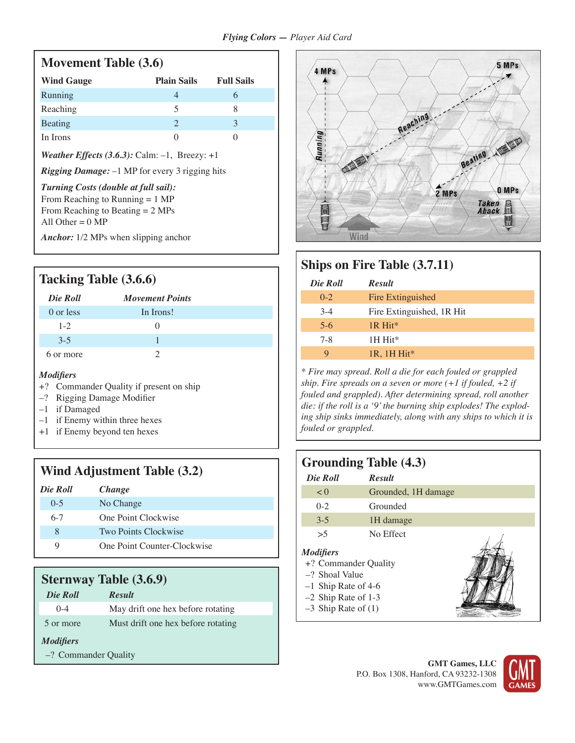*Flying Colors* — Player Aid Card

## Movement Table (3.6)

| Wind Gauge | Plain Sails | Full Sails |
|---|---|---|
| Running | 4 | 6 |
| Reaching | 5 | 8 |
| Beating | 2 | 3 |
| In Irons | 0 | 0 |

***Weather Effects (3.6.3):*** Calm: –1, Breezy: +1

***Rigging Damage:*** –1 MP for every 3 rigging hits

***Turning Costs (double at full sail):***
From Reaching to Running = 1 MP
From Reaching to Beating = 2 MPs
All Other = 0 MP

***Anchor:*** 1/2 MPs when slipping anchor

4 MPs
5 MPs
Running
Reaching
Beating
2 MPs
0 MPs
Taken Aback
Wind

## Tacking Table (3.6.6)

| *Die Roll* | *Movement Points* |
|---|---|
| 0 or less | In Irons! |
| 1-2 | 0 |
| 3-5 | 1 |
| 6 or more | 2 |

***Modifiers***
- +? Commander Quality if present on ship
- –? Rigging Damage Modifier
- –1 if Damaged
- –1 if Enemy within three hexes
- +1 if Enemy beyond ten hexes

## Ships on Fire Table (3.7.11)

| *Die Roll* | *Result* |
|---|---|
| 0-2 | Fire Extinguished |
| 3-4 | Fire Extinguished, 1R Hit |
| 5-6 | 1R Hit* |
| 7-8 | 1H Hit* |
| 9 | 1R, 1H Hit* |

*\* Fire may spread. Roll a die for each fouled or grappled ship. Fire spreads on a seven or more (+1 if fouled, +2 if fouled and grappled). After determining spread, roll another die: if the roll is a '9' the burning ship explodes! The exploding ship sinks immediately, along with any ships to which it is fouled or grappled.*

## Wind Adjustment Table (3.2)

| *Die Roll* | *Change* |
|---|---|
| 0-5 | No Change |
| 6-7 | One Point Clockwise |
| 8 | Two Points Clockwise |
| 9 | One Point Counter-Clockwise |

## Grounding Table (4.3)

| *Die Roll* | *Result* |
|---|---|
| < 0 | Grounded, 1H damage |
| 0-2 | Grounded |
| 3-5 | 1H damage |
| >5 | No Effect |

***Modifiers***
- +? Commander Quality
- –? Shoal Value
- –1 Ship Rate of 4-6
- –2 Ship Rate of 1-3
- –3 Ship Rate of (1)

## Sternway Table (3.6.9)

| *Die Roll* | *Result* |
|---|---|
| 0-4 | May drift one hex before rotating |
| 5 or more | Must drift one hex before rotating |

***Modifiers***
- –? Commander Quality

**GMT Games, LLC**
P.O. Box 1308, Hanford, CA 93232-1308
www.GMTGames.com